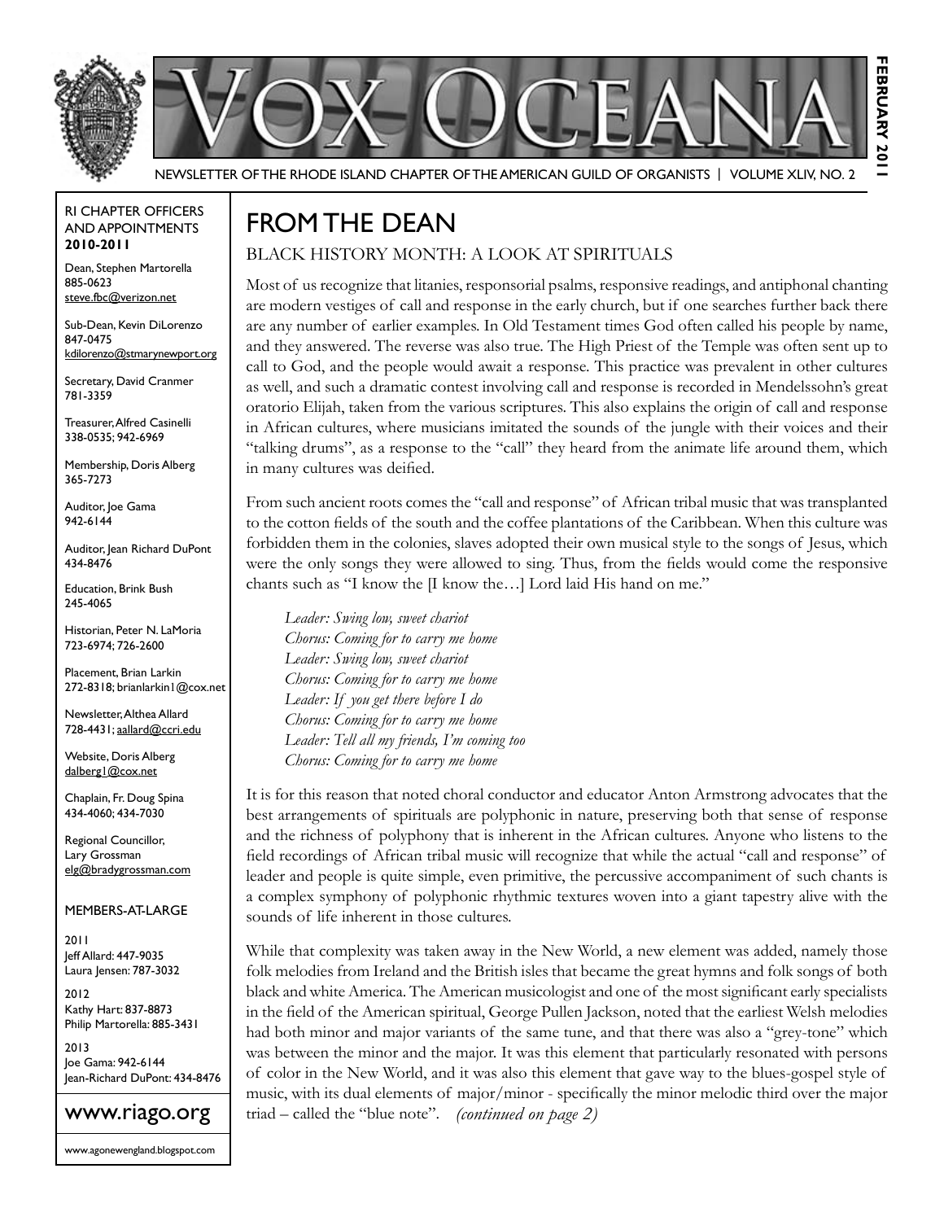# VOX OCEANA

NEWSLETTER OF THE RHODE ISLAND CHAPTER OF THE AMERICAN GUILD OF ORGANISTS | VOLUME XLIV, NO. 2

FEBRUARY 2011

RI CHAPTER OFFICERS AND APPOINTMENTS **2010-2011**

Dean, Stephen Martorella
885-0623
steve.fbc@verizon.net

Sub-Dean, Kevin DiLorenzo
847-0475
kdilorenzo@stmarynewport.org

Secretary, David Cranmer
781-3359

Treasurer, Alfred Casinelli
338-0535; 942-6969

Membership, Doris Alberg
365-7273

Auditor, Joe Gama
942-6144

Auditor, Jean Richard DuPont
434-8476

Education, Brink Bush
245-4065

Historian, Peter N. LaMoria
723-6974; 726-2600

Placement, Brian Larkin
272-8318; brianlarkin1@cox.net

Newsletter, Althea Allard
728-4431; aallard@ccri.edu

Website, Doris Alberg
dalberg1@cox.net

Chaplain, Fr. Doug Spina
434-4060; 434-7030

Regional Councillor, Lary Grossman
elg@bradygrossman.com

MEMBERS-AT-LARGE

2011
Jeff Allard: 447-9035
Laura Jensen: 787-3032

2012
Kathy Hart: 837-8873
Philip Martorella: 885-3431

2013
Joe Gama: 942-6144
Jean-Richard DuPont: 434-8476

www.riago.org

www.agonewengland.blogspot.com

## FROM THE DEAN

### BLACK HISTORY MONTH: A LOOK AT SPIRITUALS

Most of us recognize that litanies, responsorial psalms, responsive readings, and antiphonal chanting are modern vestiges of call and response in the early church, but if one searches further back there are any number of earlier examples. In Old Testament times God often called his people by name, and they answered. The reverse was also true. The High Priest of the Temple was often sent up to call to God, and the people would await a response. This practice was prevalent in other cultures as well, and such a dramatic contest involving call and response is recorded in Mendelssohn's great oratorio Elijah, taken from the various scriptures. This also explains the origin of call and response in African cultures, where musicians imitated the sounds of the jungle with their voices and their "talking drums", as a response to the "call" they heard from the animate life around them, which in many cultures was deified.

From such ancient roots comes the "call and response" of African tribal music that was transplanted to the cotton fields of the south and the coffee plantations of the Caribbean. When this culture was forbidden them in the colonies, slaves adopted their own musical style to the songs of Jesus, which were the only songs they were allowed to sing. Thus, from the fields would come the responsive chants such as "I know the [I know the…] Lord laid His hand on me."

*Leader: Swing low, sweet chariot*
*Chorus: Coming for to carry me home*
*Leader: Swing low, sweet chariot*
*Chorus: Coming for to carry me home*
*Leader: If you get there before I do*
*Chorus: Coming for to carry me home*
*Leader: Tell all my friends, I'm coming too*
*Chorus: Coming for to carry me home*

It is for this reason that noted choral conductor and educator Anton Armstrong advocates that the best arrangements of spirituals are polyphonic in nature, preserving both that sense of response and the richness of polyphony that is inherent in the African cultures. Anyone who listens to the field recordings of African tribal music will recognize that while the actual "call and response" of leader and people is quite simple, even primitive, the percussive accompaniment of such chants is a complex symphony of polyphonic rhythmic textures woven into a giant tapestry alive with the sounds of life inherent in those cultures.

While that complexity was taken away in the New World, a new element was added, namely those folk melodies from Ireland and the British isles that became the great hymns and folk songs of both black and white America. The American musicologist and one of the most significant early specialists in the field of the American spiritual, George Pullen Jackson, noted that the earliest Welsh melodies had both minor and major variants of the same tune, and that there was also a "grey-tone" which was between the minor and the major. It was this element that particularly resonated with persons of color in the New World, and it was also this element that gave way to the blues-gospel style of music, with its dual elements of major/minor - specifically the minor melodic third over the major triad – called the "blue note". *(continued on page 2)*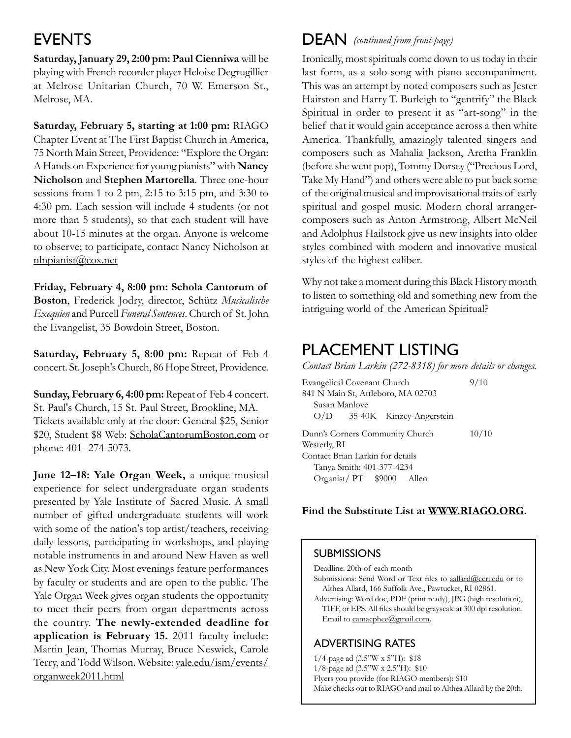## EVENTS

**Saturday, January 29, 2:00 pm: Paul Cienniwa** will be playing with French recorder player Heloise Degrugillier at Melrose Unitarian Church, 70 W. Emerson St., Melrose, MA.

**Saturday, February 5, starting at 1:00 pm:** RIAGO Chapter Event at The First Baptist Church in America, 75 North Main Street, Providence: "Explore the Organ: A Hands on Experience for young pianists" with **Nancy Nicholson** and **Stephen Martorella**. Three one-hour sessions from 1 to 2 pm, 2:15 to 3:15 pm, and 3:30 to 4:30 pm. Each session will include 4 students (or not more than 5 students), so that each student will have about 10-15 minutes at the organ. Anyone is welcome to observe; to participate, contact Nancy Nicholson at nlnpianist@cox.net

**Friday, February 4, 8:00 pm: Schola Cantorum of Boston**, Frederick Jodry, director, Schütz *Musicalische Exequien* and Purcell *Funeral Sentences*. Church of St. John the Evangelist, 35 Bowdoin Street, Boston.

**Saturday, February 5, 8:00 pm:** Repeat of Feb 4 concert. St. Joseph's Church, 86 Hope Street, Providence.

**Sunday, February 6, 4:00 pm:** Repeat of Feb 4 concert. St. Paul's Church, 15 St. Paul Street, Brookline, MA. Tickets available only at the door: General $25, Senior $20, Student $8 Web: ScholaCantorumBoston.com or phone: 401- 274-5073.

**June 12–18: Yale Organ Week,** a unique musical experience for select undergraduate organ students presented by Yale Institute of Sacred Music. A small number of gifted undergraduate students will work with some of the nation's top artist/teachers, receiving daily lessons, participating in workshops, and playing notable instruments in and around New Haven as well as New York City. Most evenings feature performances by faculty or students and are open to the public. The Yale Organ Week gives organ students the opportunity to meet their peers from organ departments across the country. **The newly-extended deadline for application is February 15.** 2011 faculty include: Martin Jean, Thomas Murray, Bruce Neswick, Carole Terry, and Todd Wilson. Website: yale.edu/ism/events/organweek2011.html

## DEAN *(continued from front page)*

Ironically, most spirituals come down to us today in their last form, as a solo-song with piano accompaniment. This was an attempt by noted composers such as Jester Hairston and Harry T. Burleigh to "gentrify" the Black Spiritual in order to present it as "art-song" in the belief that it would gain acceptance across a then white America. Thankfully, amazingly talented singers and composers such as Mahalia Jackson, Aretha Franklin (before she went pop), Tommy Dorsey ("Precious Lord, Take My Hand") and others were able to put back some of the original musical and improvisational traits of early spiritual and gospel music. Modern choral arranger-composers such as Anton Armstrong, Albert McNeil and Adolphus Hailstork give us new insights into older styles combined with modern and innovative musical styles of the highest caliber.

Why not take a moment during this Black History month to listen to something old and something new from the intriguing world of the American Spiritual?

## PLACEMENT LISTING

*Contact Brian Larkin (272-8318) for more details or changes.*

Evangelical Covenant Church 9/10
841 N Main St, Attleboro, MA 02703
Susan Manlove
O/D 35-40K Kinzey-Angerstein

Dunn's Corners Community Church 10/10
Westerly, RI
Contact Brian Larkin for details
Tanya Smith: 401-377-4234
Organist/ PT $9000 Allen

**Find the Substitute List at WWW.RIAGO.ORG.**

### SUBMISSIONS

Deadline: 20th of each month

Submissions: Send Word or Text files to aallard@ccri.edu or to Althea Allard, 166 Suffolk Ave., Pawtucket, RI 02861.

Advertising: Word doc, PDF (print ready), JPG (high resolution), TIFF, or EPS. All files should be grayscale at 300 dpi resolution. Email to camacphee@gmail.com.

### ADVERTISING RATES

1/4-page ad (3.5"W x 5"H): $18
1/8-page ad (3.5"W x 2.5"H): $10
Flyers you provide (for RIAGO members): $10
Make checks out to RIAGO and mail to Althea Allard by the 20th.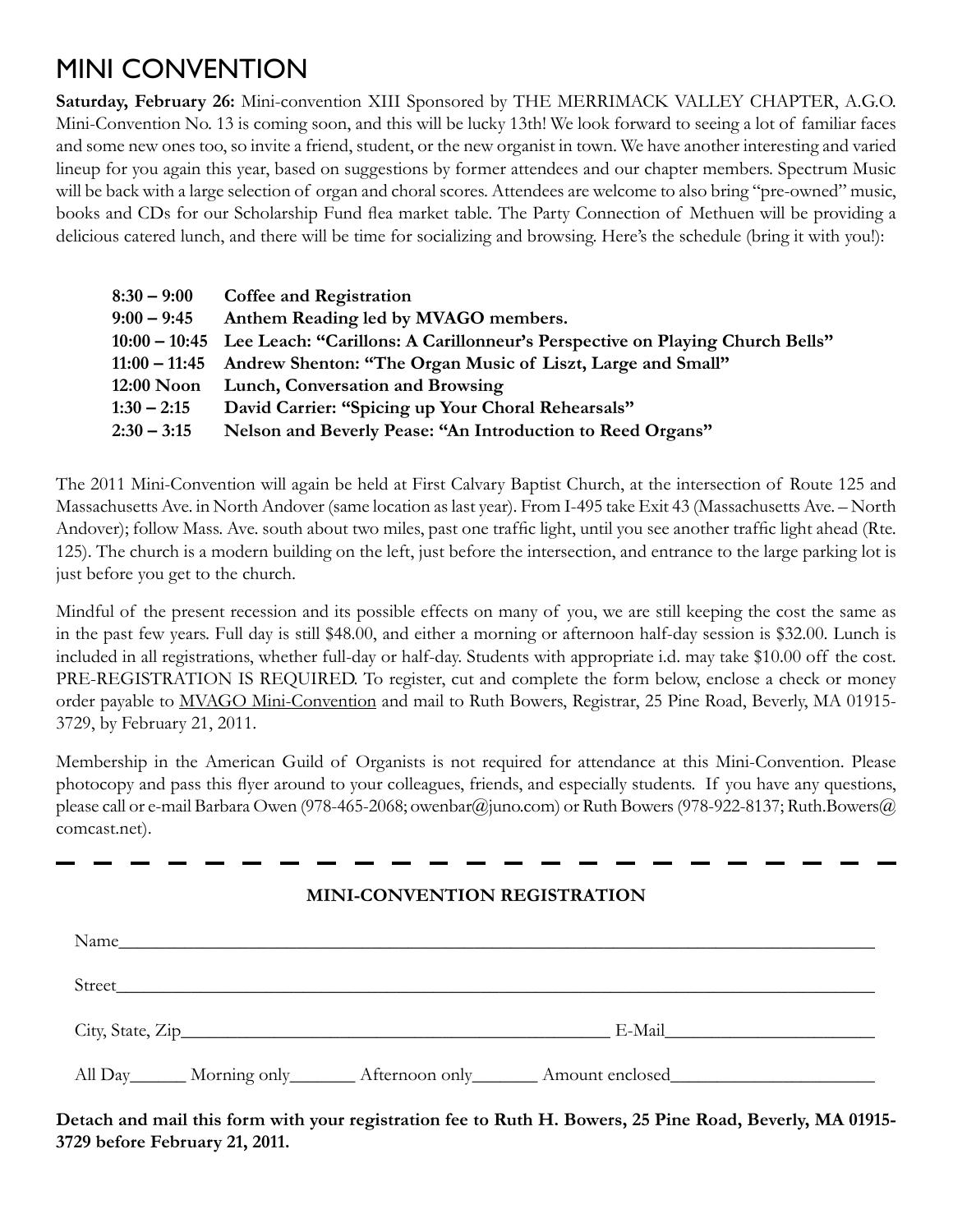# MINI CONVENTION

**Saturday, February 26:** Mini-convention XIII Sponsored by THE MERRIMACK VALLEY CHAPTER, A.G.O. Mini-Convention No. 13 is coming soon, and this will be lucky 13th! We look forward to seeing a lot of familiar faces and some new ones too, so invite a friend, student, or the new organist in town. We have another interesting and varied lineup for you again this year, based on suggestions by former attendees and our chapter members. Spectrum Music will be back with a large selection of organ and choral scores. Attendees are welcome to also bring "pre-owned" music, books and CDs for our Scholarship Fund flea market table. The Party Connection of Methuen will be providing a delicious catered lunch, and there will be time for socializing and browsing. Here's the schedule (bring it with you!):

| | |
|---|---|
| **8:30 – 9:00** | **Coffee and Registration** |
| **9:00 – 9:45** | **Anthem Reading led by MVAGO members.** |
| **10:00 – 10:45** | **Lee Leach: "Carillons: A Carillonneur's Perspective on Playing Church Bells"** |
| **11:00 – 11:45** | **Andrew Shenton: "The Organ Music of Liszt, Large and Small"** |
| **12:00 Noon** | **Lunch, Conversation and Browsing** |
| **1:30 – 2:15** | **David Carrier: "Spicing up Your Choral Rehearsals"** |
| **2:30 – 3:15** | **Nelson and Beverly Pease: "An Introduction to Reed Organs"** |

The 2011 Mini-Convention will again be held at First Calvary Baptist Church, at the intersection of Route 125 and Massachusetts Ave. in North Andover (same location as last year). From I-495 take Exit 43 (Massachusetts Ave. – North Andover); follow Mass. Ave. south about two miles, past one traffic light, until you see another traffic light ahead (Rte. 125). The church is a modern building on the left, just before the intersection, and entrance to the large parking lot is just before you get to the church.

Mindful of the present recession and its possible effects on many of you, we are still keeping the cost the same as in the past few years. Full day is still $48.00, and either a morning or afternoon half-day session is $32.00. Lunch is included in all registrations, whether full-day or half-day. Students with appropriate i.d. may take $10.00 off the cost. PRE-REGISTRATION IS REQUIRED. To register, cut and complete the form below, enclose a check or money order payable to MVAGO Mini-Convention and mail to Ruth Bowers, Registrar, 25 Pine Road, Beverly, MA 01915-3729, by February 21, 2011.

Membership in the American Guild of Organists is not required for attendance at this Mini-Convention. Please photocopy and pass this flyer around to your colleagues, friends, and especially students. If you have any questions, please call or e-mail Barbara Owen (978-465-2068; owenbar@juno.com) or Ruth Bowers (978-922-8137; Ruth.Bowers@comcast.net).

---

**MINI-CONVENTION REGISTRATION**

Name\_\_\_\_\_\_\_\_\_\_\_\_\_\_\_\_\_\_\_\_\_\_\_\_\_\_\_\_\_\_\_\_\_\_\_\_\_\_\_\_

Street\_\_\_\_\_\_\_\_\_\_\_\_\_\_\_\_\_\_\_\_\_\_\_\_\_\_\_\_\_\_\_\_\_\_\_\_\_\_\_\_

City, State, Zip\_\_\_\_\_\_\_\_\_\_\_\_\_\_\_\_\_\_\_\_\_\_\_\_ E-Mail\_\_\_\_\_\_\_\_\_\_\_\_\_\_\_\_

All Day\_\_\_\_\_\_ Morning only\_\_\_\_\_\_\_ Afternoon only\_\_\_\_\_\_\_ Amount enclosed\_\_\_\_\_\_\_\_\_\_\_\_\_\_\_\_

**Detach and mail this form with your registration fee to Ruth H. Bowers, 25 Pine Road, Beverly, MA 01915-3729 before February 21, 2011.**